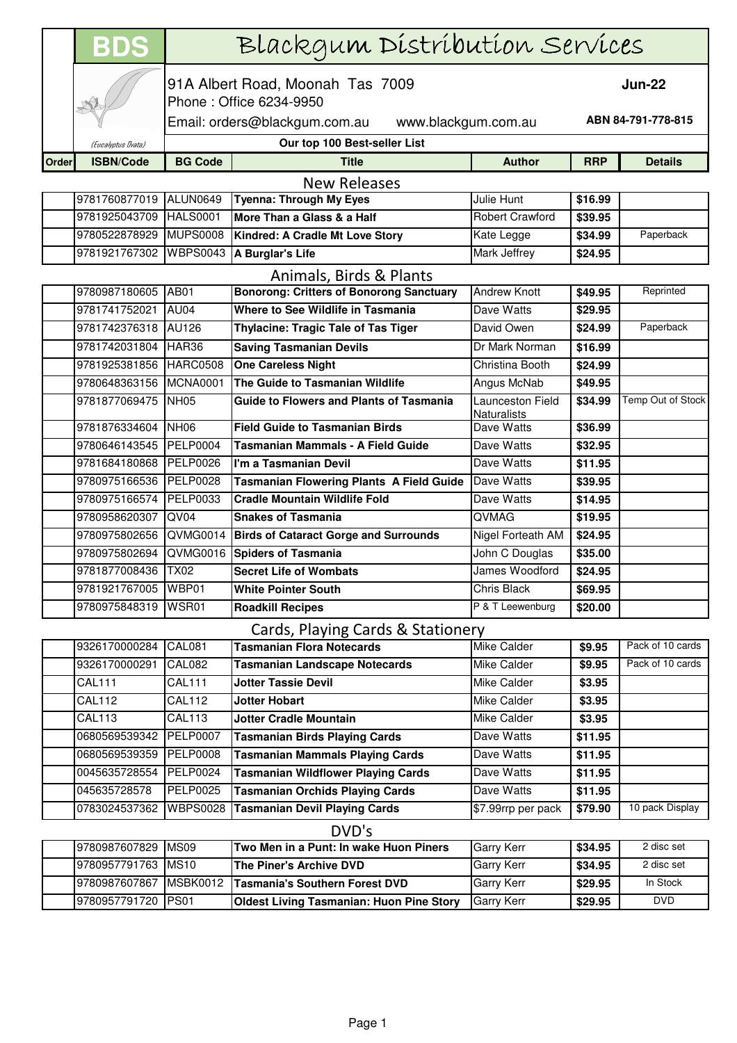# BDS Blackgum Distribution Services

*(Eucalyptus Ovata)*

91A Albert Road, Moonah Tas 7009
Phone : Office 6234-9950
Email: orders@blackgum.com.au www.blackgum.com.au

**Jun-22**

**ABN 84-791-778-815**

**Our top 100 Best-seller List**

| Order | ISBN/Code | BG Code | Title | Author | RRP | Details |
|---|---|---|---|---|---|---|
| | **New Releases** | | | | | |
| | 9781760877019 | ALUN0649 | **Tyenna: Through My Eyes** | Julie Hunt | **$16.99** | |
| | 9781925043709 | HALS0001 | **More Than a Glass & a Half** | Robert Crawford | **$39.95** | |
| | 9780522878929 | MUPS0008 | **Kindred: A Cradle Mt Love Story** | Kate Legge | **$34.99** | Paperback |
| | 9781921767302 | WBPS0043 | **A Burglar's Life** | Mark Jeffrey | **$24.95** | |
| | **Animals, Birds & Plants** | | | | | |
| | 9780987180605 | AB01 | **Bonorong: Critters of Bonorong Sanctuary** | Andrew Knott | **$49.95** | Reprinted |
| | 9781741752021 | AU04 | **Where to See Wildlife in Tasmania** | Dave Watts | **$29.95** | |
| | 9781742376318 | AU126 | **Thylacine: Tragic Tale of Tas Tiger** | David Owen | **$24.99** | Paperback |
| | 9781742031804 | HAR36 | **Saving Tasmanian Devils** | Dr Mark Norman | **$16.99** | |
| | 9781925381856 | HARC0508 | **One Careless Night** | Christina Booth | **$24.99** | |
| | 9780648363156 | MCNA0001 | **The Guide to Tasmanian Wildlife** | Angus McNab | **$49.95** | |
| | 9781877069475 | NH05 | **Guide to Flowers and Plants of Tasmania** | Launceston Field Naturalists | **$34.99** | Temp Out of Stock |
| | 9781876334604 | NH06 | **Field Guide to Tasmanian Birds** | Dave Watts | **$36.99** | |
| | 9780646143545 | PELP0004 | **Tasmanian Mammals - A Field Guide** | Dave Watts | **$32.95** | |
| | 9781684180868 | PELP0026 | **I'm a Tasmanian Devil** | Dave Watts | **$11.95** | |
| | 9780975166536 | PELP0028 | **Tasmanian Flowering Plants A Field Guide** | Dave Watts | **$39.95** | |
| | 9780975166574 | PELP0033 | **Cradle Mountain Wildlife Fold** | Dave Watts | **$14.95** | |
| | 9780958620307 | QV04 | **Snakes of Tasmania** | QVMAG | **$19.95** | |
| | 9780975802656 | QVMG0014 | **Birds of Cataract Gorge and Surrounds** | Nigel Forteath AM | **$24.95** | |
| | 9780975802694 | QVMG0016 | **Spiders of Tasmania** | John C Douglas | **$35.00** | |
| | 9781877008436 | TX02 | **Secret Life of Wombats** | James Woodford | **$24.95** | |
| | 9781921767005 | WBP01 | **White Pointer South** | Chris Black | **$69.95** | |
| | 9780975848319 | WSR01 | **Roadkill Recipes** | P & T Leewenburg | **$20.00** | |
| | **Cards, Playing Cards & Stationery** | | | | | |
| | 9326170000284 | CAL081 | **Tasmanian Flora Notecards** | Mike Calder | **$9.95** | Pack of 10 cards |
| | 9326170000291 | CAL082 | **Tasmanian Landscape Notecards** | Mike Calder | **$9.95** | Pack of 10 cards |
| | CAL111 | CAL111 | **Jotter Tassie Devil** | Mike Calder | **$3.95** | |
| | CAL112 | CAL112 | **Jotter Hobart** | Mike Calder | **$3.95** | |
| | CAL113 | CAL113 | **Jotter Cradle Mountain** | Mike Calder | **$3.95** | |
| | 0680569539342 | PELP0007 | **Tasmanian Birds Playing Cards** | Dave Watts | **$11.95** | |
| | 0680569539359 | PELP0008 | **Tasmanian Mammals Playing Cards** | Dave Watts | **$11.95** | |
| | 0045635728554 | PELP0024 | **Tasmanian Wildflower Playing Cards** | Dave Watts | **$11.95** | |
| | 045635728578 | PELP0025 | **Tasmanian Orchids Playing Cards** | Dave Watts | **$11.95** | |
| | 0783024537362 | WBPS0028 | **Tasmanian Devil Playing Cards** | $7.99rrp per pack | **$79.90** | 10 pack Display |
| | **DVD's** | | | | | |
| | 9780987607829 | MS09 | **Two Men in a Punt: In wake Huon Piners** | Garry Kerr | **$34.95** | 2 disc set |
| | 9780957791763 | MS10 | **The Piner's Archive DVD** | Garry Kerr | **$34.95** | 2 disc set |
| | 9780987607867 | MSBK0012 | **Tasmania's Southern Forest DVD** | Garry Kerr | **$29.95** | In Stock |
| | 9780957791720 | PS01 | **Oldest Living Tasmanian: Huon Pine Story** | Garry Kerr | **$29.95** | DVD |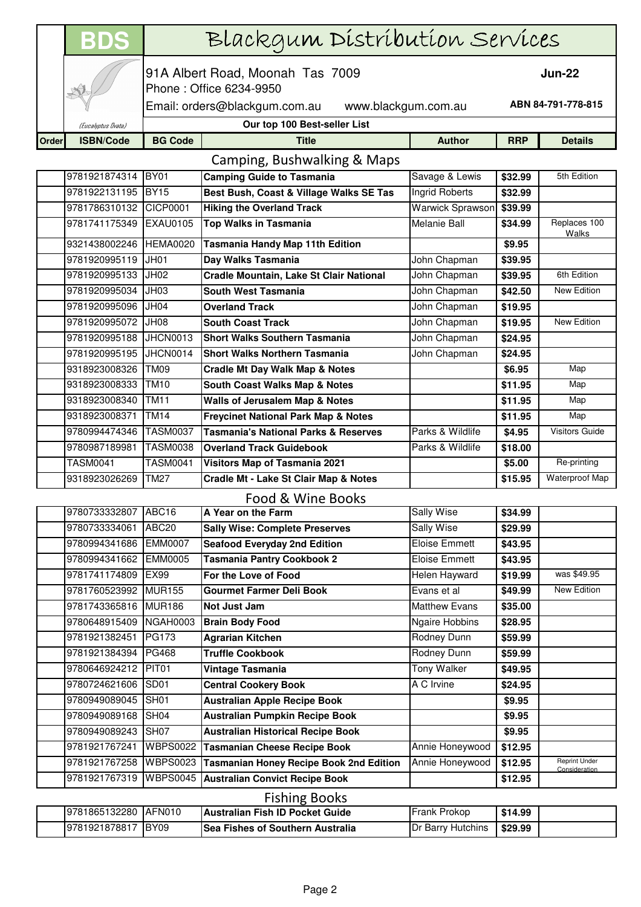# BDS Blackgum Distribution Services

91A Albert Road, Moonah Tas 7009

Phone : Office 6234-9950

Email: orders@blackgum.com.au www.blackgum.com.au

**Jun-22**

**ABN 84-791-778-815**

(Eucalyptus Ovata)

**Our top 100 Best-seller List**

| Order | ISBN/Code | BG Code | Title | Author | RRP | Details |
|---|---|---|---|---|---|---|
| | | | **Camping, Bushwalking & Maps** | | | |
| | 9781921874314 | BY01 | **Camping Guide to Tasmania** | Savage & Lewis | **$32.99** | 5th Edition |
| | 9781922131195 | BY15 | **Best Bush, Coast & Village Walks SE Tas** | Ingrid Roberts | **$32.99** | |
| | 9781786310132 | CICP0001 | **Hiking the Overland Track** | Warwick Sprawson | **$39.99** | |
| | 9781741175349 | EXAU0105 | **Top Walks in Tasmania** | Melanie Ball | **$34.99** | Replaces 100 Walks |
| | 9321438002246 | HEMA0020 | **Tasmania Handy Map 11th Edition** | | **$9.95** | |
| | 9781920995119 | JH01 | **Day Walks Tasmania** | John Chapman | **$39.95** | |
| | 9781920995133 | JH02 | **Cradle Mountain, Lake St Clair National** | John Chapman | **$39.95** | 6th Edition |
| | 9781920995034 | JH03 | **South West Tasmania** | John Chapman | **$42.50** | New Edition |
| | 9781920995096 | JH04 | **Overland Track** | John Chapman | **$19.95** | |
| | 9781920995072 | JH08 | **South Coast Track** | John Chapman | **$19.95** | New Edition |
| | 9781920995188 | JHCN0013 | **Short Walks Southern Tasmania** | John Chapman | **$24.95** | |
| | 9781920995195 | JHCN0014 | **Short Walks Northern Tasmania** | John Chapman | **$24.95** | |
| | 9318923008326 | TM09 | **Cradle Mt Day Walk Map & Notes** | | **$6.95** | Map |
| | 9318923008333 | TM10 | **South Coast Walks Map & Notes** | | **$11.95** | Map |
| | 9318923008340 | TM11 | **Walls of Jerusalem Map & Notes** | | **$11.95** | Map |
| | 9318923008371 | TM14 | **Freycinet National Park Map & Notes** | | **$11.95** | Map |
| | 9780994474346 | TASM0037 | **Tasmania's National Parks & Reserves** | Parks & Wildlife | **$4.95** | Visitors Guide |
| | 9780987189981 | TASM0038 | **Overland Track Guidebook** | Parks & Wildlife | **$18.00** | |
| | TASM0041 | TASM0041 | **Visitors Map of Tasmania 2021** | | **$5.00** | Re-printing |
| | 9318923026269 | TM27 | **Cradle Mt - Lake St Clair Map & Notes** | | **$15.95** | Waterproof Map |
| | | | **Food & Wine Books** | | | |
| | 9780733332807 | ABC16 | **A Year on the Farm** | Sally Wise | **$34.99** | |
| | 9780733334061 | ABC20 | **Sally Wise: Complete Preserves** | Sally Wise | **$29.99** | |
| | 9780994341686 | EMM0007 | **Seafood Everyday 2nd Edition** | Eloise Emmett | **$43.95** | |
| | 9780994341662 | EMM0005 | **Tasmania Pantry Cookbook 2** | Eloise Emmett | **$43.95** | |
| | 9781741174809 | EX99 | **For the Love of Food** | Helen Hayward | **$19.99** | was $49.95 |
| | 9781760523992 | MUR155 | **Gourmet Farmer Deli Book** | Evans et al | **$49.99** | New Edition |
| | 9781743365816 | MUR186 | **Not Just Jam** | Matthew Evans | **$35.00** | |
| | 9780648915409 | NGAH0003 | **Brain Body Food** | Ngaire Hobbins | **$28.95** | |
| | 9781921382451 | PG173 | **Agrarian Kitchen** | Rodney Dunn | **$59.99** | |
| | 9781921384394 | PG468 | **Truffle Cookbook** | Rodney Dunn | **$59.99** | |
| | 9780646924212 | PIT01 | **Vintage Tasmania** | Tony Walker | **$49.95** | |
| | 9780724621606 | SD01 | **Central Cookery Book** | A C Irvine | **$24.95** | |
| | 9780949089045 | SH01 | **Australian Apple Recipe Book** | | **$9.95** | |
| | 9780949089168 | SH04 | **Australian Pumpkin Recipe Book** | | **$9.95** | |
| | 9780949089243 | SH07 | **Australian Historical Recipe Book** | | **$9.95** | |
| | 9781921767241 | WBPS0022 | **Tasmanian Cheese Recipe Book** | Annie Honeywood | **$12.95** | |
| | 9781921767258 | WBPS0023 | **Tasmanian Honey Recipe Book 2nd Edition** | Annie Honeywood | **$12.95** | Reprint Under Consideration |
| | 9781921767319 | WBPS0045 | **Australian Convict Recipe Book** | | **$12.95** | |
| | | | **Fishing Books** | | | |
| | 9781865132280 | AFN010 | **Australian Fish ID Pocket Guide** | Frank Prokop | **$14.99** | |
| | 9781921878817 | BY09 | **Sea Fishes of Southern Australia** | Dr Barry Hutchins | **$29.99** | |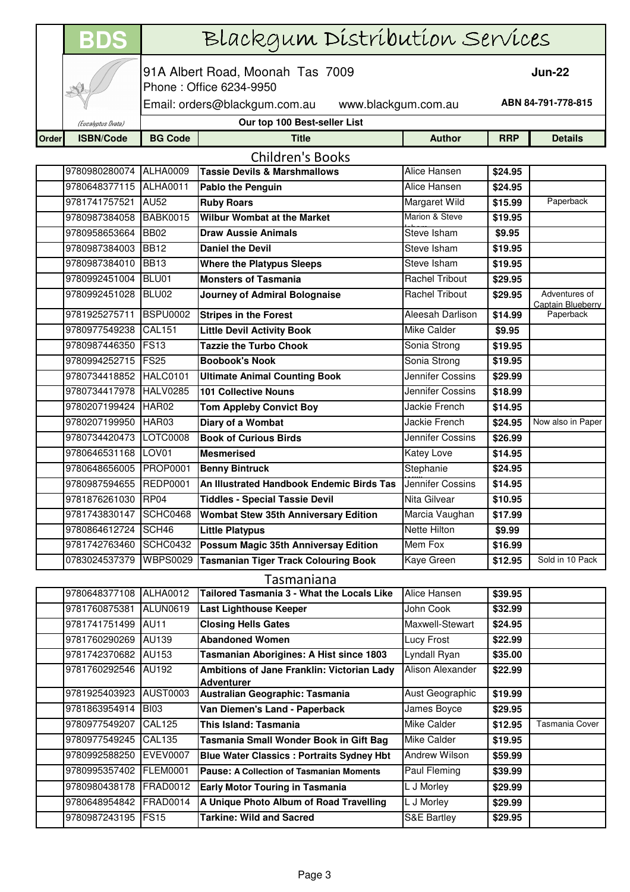# Blackgum Distribution Services

**BDS**

(Eucalyptus Ovata)

91A Albert Road, Moonah Tas 7009

Phone : Office 6234-9950

Email: orders@blackgum.com.au www.blackgum.com.au

**Jun-22**

**ABN 84-791-778-815**

**Our top 100 Best-seller List**

| Order | ISBN/Code | BG Code | Title | Author | RRP | Details |
|---|---|---|---|---|---|---|
| | | | **Children's Books** | | | |
| | 9780980280074 | ALHA0009 | **Tassie Devils & Marshmallows** | Alice Hansen | **$24.95** | |
| | 9780648377115 | ALHA0011 | **Pablo the Penguin** | Alice Hansen | **$24.95** | |
| | 9781741757521 | AU52 | **Ruby Roars** | Margaret Wild | **$15.99** | Paperback |
| | 9780987384058 | BABK0015 | **Wilbur Wombat at the Market** | Marion & Steve | **$19.95** | |
| | 9780958653664 | BB02 | **Draw Aussie Animals** | Steve Isham | **$9.95** | |
| | 9780987384003 | BB12 | **Daniel the Devil** | Steve Isham | **$19.95** | |
| | 9780987384010 | BB13 | **Where the Platypus Sleeps** | Steve Isham | **$19.95** | |
| | 9780992451004 | BLU01 | **Monsters of Tasmania** | Rachel Tribout | **$29.95** | |
| | 9780992451028 | BLU02 | **Journey of Admiral Bolognaise** | Rachel Tribout | **$29.95** | Adventures of Captain Blueberry |
| | 9781925275711 | BSPU0002 | **Stripes in the Forest** | Aleesah Darlison | **$14.99** | Paperback |
| | 9780977549238 | CAL151 | **Little Devil Activity Book** | Mike Calder | **$9.95** | |
| | 9780987446350 | FS13 | **Tazzie the Turbo Chook** | Sonia Strong | **$19.95** | |
| | 9780994252715 | FS25 | **Boobook's Nook** | Sonia Strong | **$19.95** | |
| | 9780734418852 | HALC0101 | **Ultimate Animal Counting Book** | Jennifer Cossins | **$29.99** | |
| | 9780734417978 | HALV0285 | **101 Collective Nouns** | Jennifer Cossins | **$18.99** | |
| | 9780207199424 | HAR02 | **Tom Appleby Convict Boy** | Jackie French | **$14.95** | |
| | 9780207199950 | HAR03 | **Diary of a Wombat** | Jackie French | **$24.95** | Now also in Paper |
| | 9780734420473 | LOTC0008 | **Book of Curious Birds** | Jennifer Cossins | **$26.99** | |
| | 9780646531168 | LOV01 | **Mesmerised** | Katey Love | **$14.95** | |
| | 9780648656005 | PROP0001 | **Benny Bintruck** | Stephanie | **$24.95** | |
| | 9780987594655 | REDP0001 | **An Illustrated Handbook Endemic Birds Tas** | Jennifer Cossins | **$14.95** | |
| | 9781876261030 | RP04 | **Tiddles - Special Tassie Devil** | Nita Gilvear | **$10.95** | |
| | 9781743830147 | SCHC0468 | **Wombat Stew 35th Anniversary Edition** | Marcia Vaughan | **$17.99** | |
| | 9780864612724 | SCH46 | **Little Platypus** | Nette Hilton | **$9.99** | |
| | 9781742763460 | SCHC0432 | **Possum Magic 35th Anniversay Edition** | Mem Fox | **$16.99** | |
| | 0783024537379 | WBPS0029 | **Tasmanian Tiger Track Colouring Book** | Kaye Green | **$12.95** | Sold in 10 Pack |
| | | | **Tasmaniana** | | | |
| | 9780648377108 | ALHA0012 | **Tailored Tasmania 3 - What the Locals Like** | Alice Hansen | **$39.95** | |
| | 9781760875381 | ALUN0619 | **Last Lighthouse Keeper** | John Cook | **$32.99** | |
| | 9781741751499 | AU11 | **Closing Hells Gates** | Maxwell-Stewart | **$24.95** | |
| | 9781760290269 | AU139 | **Abandoned Women** | Lucy Frost | **$22.99** | |
| | 9781742370682 | AU153 | **Tasmanian Aborigines: A Hist since 1803** | Lyndall Ryan | **$35.00** | |
| | 9781760292546 | AU192 | **Ambitions of Jane Franklin: Victorian Lady Adventurer** | Alison Alexander | **$22.99** | |
| | 9781925403923 | AUST0003 | **Australian Geographic: Tasmania** | Aust Geographic | **$19.99** | |
| | 9781863954914 | BI03 | **Van Diemen's Land - Paperback** | James Boyce | **$29.95** | |
| | 9780977549207 | CAL125 | **This Island: Tasmania** | Mike Calder | **$12.95** | Tasmania Cover |
| | 9780977549245 | CAL135 | **Tasmania Small Wonder Book in Gift Bag** | Mike Calder | **$19.95** | |
| | 9780992588250 | EVEV0007 | **Blue Water Classics : Portraits Sydney Hbt** | Andrew Wilson | **$59.99** | |
| | 9780995357402 | FLEM0001 | **Pause: A Collection of Tasmanian Moments** | Paul Fleming | **$39.99** | |
| | 9780980438178 | FRAD0012 | **Early Motor Touring in Tasmania** | L J Morley | **$29.99** | |
| | 9780648954842 | FRAD0014 | **A Unique Photo Album of Road Travelling** | L J Morley | **$29.99** | |
| | 9780987243195 | FS15 | **Tarkine: Wild and Sacred** | S&E Bartley | **$29.95** | |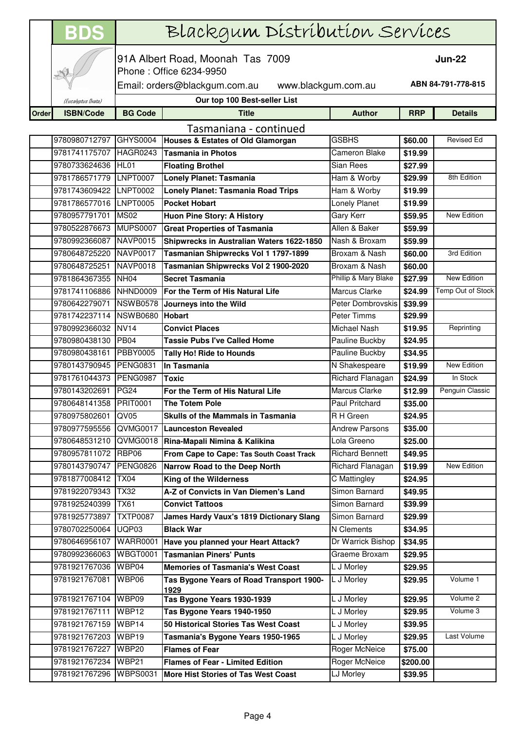# BDS Blackgum Distribution Services

(Eucalyptus Ovata)

91A Albert Road, Moonah Tas 7009
Phone : Office 6234-9950
Email: orders@blackgum.com.au www.blackgum.com.au

**Jun-22**

**ABN 84-791-778-815**

**Our top 100 Best-seller List**

| Order | ISBN/Code | BG Code | Title | Author | RRP | Details |
|---|---|---|---|---|---|---|
| | | | **Tasmaniana - continued** | | | |
| | 9780980712797 | GHYS0004 | **Houses & Estates of Old Glamorgan** | GSBHS | **$60.00** | Revised Ed |
| | 9781741175707 | HAGR0243 | **Tasmania in Photos** | Cameron Blake | **$19.99** | |
| | 9780733624636 | HL01 | **Floating Brothel** | Sian Rees | **$27.99** | |
| | 9781786571779 | LNPT0007 | **Lonely Planet: Tasmania** | Ham & Worby | **$29.99** | 8th Edition |
| | 9781743609422 | LNPT0002 | **Lonely Planet: Tasmania Road Trips** | Ham & Worby | **$19.99** | |
| | 9781786577016 | LNPT0005 | **Pocket Hobart** | Lonely Planet | **$19.99** | |
| | 9780957791701 | MS02 | **Huon Pine Story: A History** | Gary Kerr | **$59.95** | New Edition |
| | 9780522876673 | MUPS0007 | **Great Properties of Tasmania** | Allen & Baker | **$59.99** | |
| | 9780992366087 | NAVP0015 | **Shipwrecks in Australian Waters 1622-1850** | Nash & Broxam | **$59.99** | |
| | 9780648725220 | NAVP0017 | **Tasmanian Shipwrecks Vol 1 1797-1899** | Broxam & Nash | **$60.00** | 3rd Edition |
| | 9780648725251 | NAVP0018 | **Tasmanian Shipwrecks Vol 2 1900-2020** | Broxam & Nash | **$60.00** | |
| | 9781864367355 | NH04 | **Secret Tasmania** | Phillip & Mary Blake | **$27.99** | New Edition |
| | 9781741106886 | NHND0009 | **For the Term of His Natural Life** | Marcus Clarke | **$24.99** | Temp Out of Stock |
| | 9780642279071 | NSWB0578 | **Journeys into the Wild** | Peter Dombrovskis | **$39.99** | |
| | 9781742237114 | NSWB0680 | **Hobart** | Peter Timms | **$29.99** | |
| | 9780992366032 | NV14 | **Convict Places** | Michael Nash | **$19.95** | Reprinting |
| | 9780980438130 | PB04 | **Tassie Pubs I've Called Home** | Pauline Buckby | **$24.95** | |
| | 9780980438161 | PBBY0005 | **Tally Ho! Ride to Hounds** | Pauline Buckby | **$34.95** | |
| | 9780143790945 | PENG0831 | **In Tasmania** | N Shakespeare | **$19.99** | New Edition |
| | 9781761044373 | PENG0987 | **Toxic** | Richard Flanagan | **$24.99** | In Stock |
| | 9780143202691 | PG24 | **For the Term of His Natural Life** | Marcus Clarke | **$12.99** | Penguin Classic |
| | 9780648141358 | PRIT0001 | **The Totem Pole** | Paul Pritchard | **$35.00** | |
| | 9780975802601 | QV05 | **Skulls of the Mammals in Tasmania** | R H Green | **$24.95** | |
| | 9780977595556 | QVMG0017 | **Launceston Revealed** | Andrew Parsons | **$35.00** | |
| | 9780648531210 | QVMG0018 | **Rina-Mapali Nimina & Kalikina** | Lola Greeno | **$25.00** | |
| | 9780957811072 | RBP06 | **From Cape to Cape: Tas South Coast Track** | Richard Bennett | **$49.95** | |
| | 9780143790747 | PENG0826 | **Narrow Road to the Deep North** | Richard Flanagan | **$19.99** | New Edition |
| | 9781877008412 | TX04 | **King of the Wilderness** | C Mattingley | **$24.95** | |
| | 9781922079343 | TX32 | **A-Z of Convicts in Van Diemen's Land** | Simon Barnard | **$49.95** | |
| | 9781925240399 | TX61 | **Convict Tattoos** | Simon Barnard | **$39.99** | |
| | 9781925773897 | TXTP0087 | **James Hardy Vaux's 1819 Dictionary Slang** | Simon Barnard | **$29.99** | |
| | 9780702250064 | UQP03 | **Black War** | N Clements | **$34.95** | |
| | 9780646956107 | WARR0001 | **Have you planned your Heart Attack?** | Dr Warrick Bishop | **$34.95** | |
| | 9780992366063 | WBGT0001 | **Tasmanian Piners' Punts** | Graeme Broxam | **$29.95** | |
| | 9781921767036 | WBP04 | **Memories of Tasmania's West Coast** | L J Morley | **$29.95** | |
| | 9781921767081 | WBP06 | **Tas Bygone Years of Road Transport 1900-1929** | L J Morley | **$29.95** | Volume 1 |
| | 9781921767104 | WBP09 | **Tas Bygone Years 1930-1939** | L J Morley | **$29.95** | Volume 2 |
| | 9781921767111 | WBP12 | **Tas Bygone Years 1940-1950** | L J Morley | **$29.95** | Volume 3 |
| | 9781921767159 | WBP14 | **50 Historical Stories Tas West Coast** | L J Morley | **$39.95** | |
| | 9781921767203 | WBP19 | **Tasmania's Bygone Years 1950-1965** | L J Morley | **$29.95** | Last Volume |
| | 9781921767227 | WBP20 | **Flames of Fear** | Roger McNeice | **$75.00** | |
| | 9781921767234 | WBP21 | **Flames of Fear - Limited Edition** | Roger McNeice | **$200.00** | |
| | 9781921767296 | WBPS0031 | **More Hist Stories of Tas West Coast** | LJ Morley | **$39.95** | |